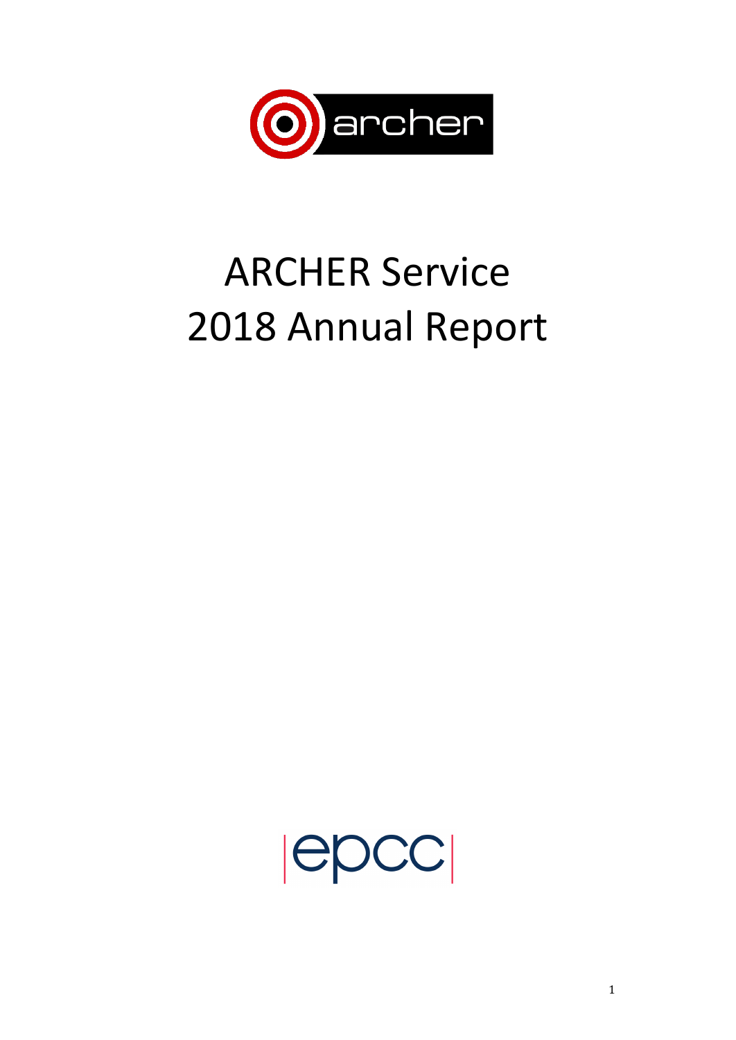# ARCHER Service 2018 Annual Report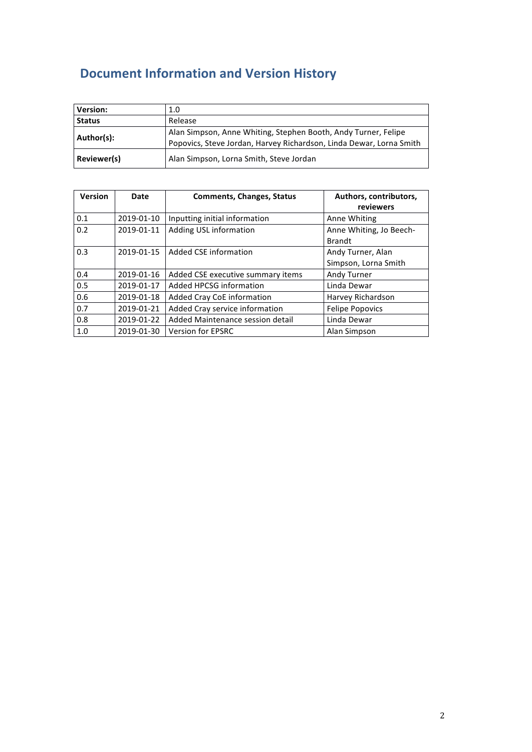## Document Information and Version History

| **Version:** | 1.0 |
|---|---|
| **Status** | Release |
| **Author(s):** | Alan Simpson, Anne Whiting, Stephen Booth, Andy Turner, Felipe Popovics, Steve Jordan, Harvey Richardson, Linda Dewar, Lorna Smith |
| **Reviewer(s)** | Alan Simpson, Lorna Smith, Steve Jordan |

| Version | Date | Comments, Changes, Status | Authors, contributors, reviewers |
|---|---|---|---|
| 0.1 | 2019-01-10 | Inputting initial information | Anne Whiting |
| 0.2 | 2019-01-11 | Adding USL information | Anne Whiting, Jo Beech-Brandt |
| 0.3 | 2019-01-15 | Added CSE information | Andy Turner, Alan Simpson, Lorna Smith |
| 0.4 | 2019-01-16 | Added CSE executive summary items | Andy Turner |
| 0.5 | 2019-01-17 | Added HPCSG information | Linda Dewar |
| 0.6 | 2019-01-18 | Added Cray CoE information | Harvey Richardson |
| 0.7 | 2019-01-21 | Added Cray service information | Felipe Popovics |
| 0.8 | 2019-01-22 | Added Maintenance session detail | Linda Dewar |
| 1.0 | 2019-01-30 | Version for EPSRC | Alan Simpson |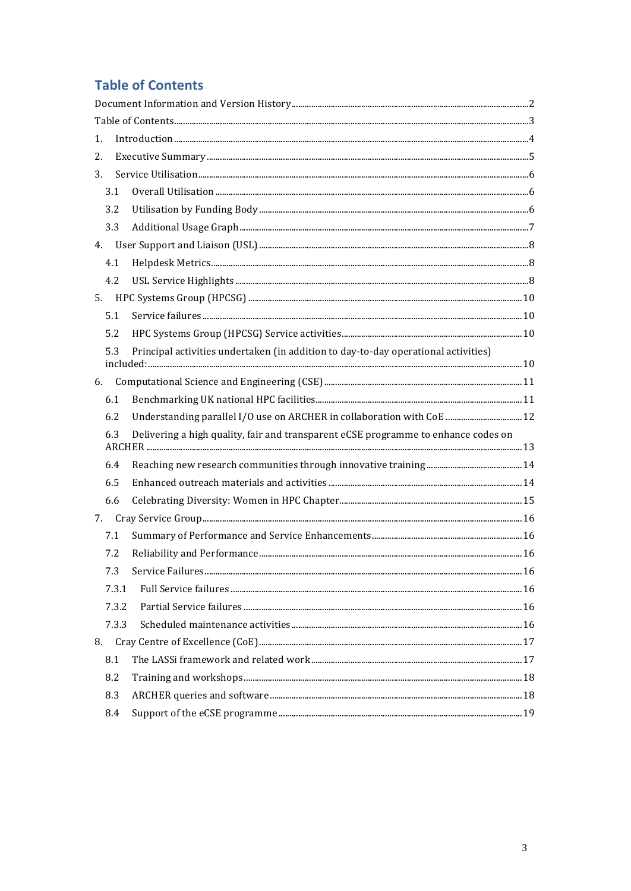## Table of Contents

Document Information and Version History ..... 2

Table of Contents ..... 3

1. Introduction ..... 4
2. Executive Summary ..... 5
3. Service Utilisation ..... 6
   - 3.1 Overall Utilisation ..... 6
   - 3.2 Utilisation by Funding Body ..... 6
   - 3.3 Additional Usage Graph ..... 7
4. User Support and Liaison (USL) ..... 8
   - 4.1 Helpdesk Metrics ..... 8
   - 4.2 USL Service Highlights ..... 8
5. HPC Systems Group (HPCSG) ..... 10
   - 5.1 Service failures ..... 10
   - 5.2 HPC Systems Group (HPCSG) Service activities ..... 10
   - 5.3 Principal activities undertaken (in addition to day-to-day operational activities) included: ..... 10
6. Computational Science and Engineering (CSE) ..... 11
   - 6.1 Benchmarking UK national HPC facilities ..... 11
   - 6.2 Understanding parallel I/O use on ARCHER in collaboration with CoE ..... 12
   - 6.3 Delivering a high quality, fair and transparent eCSE programme to enhance codes on ARCHER ..... 13
   - 6.4 Reaching new research communities through innovative training ..... 14
   - 6.5 Enhanced outreach materials and activities ..... 14
   - 6.6 Celebrating Diversity: Women in HPC Chapter ..... 15
7. Cray Service Group ..... 16
   - 7.1 Summary of Performance and Service Enhancements ..... 16
   - 7.2 Reliability and Performance ..... 16
   - 7.3 Service Failures ..... 16
     - 7.3.1 Full Service failures ..... 16
     - 7.3.2 Partial Service failures ..... 16
     - 7.3.3 Scheduled maintenance activities ..... 16
8. Cray Centre of Excellence (CoE) ..... 17
   - 8.1 The LASSi framework and related work ..... 17
   - 8.2 Training and workshops ..... 18
   - 8.3 ARCHER queries and software ..... 18
   - 8.4 Support of the eCSE programme ..... 19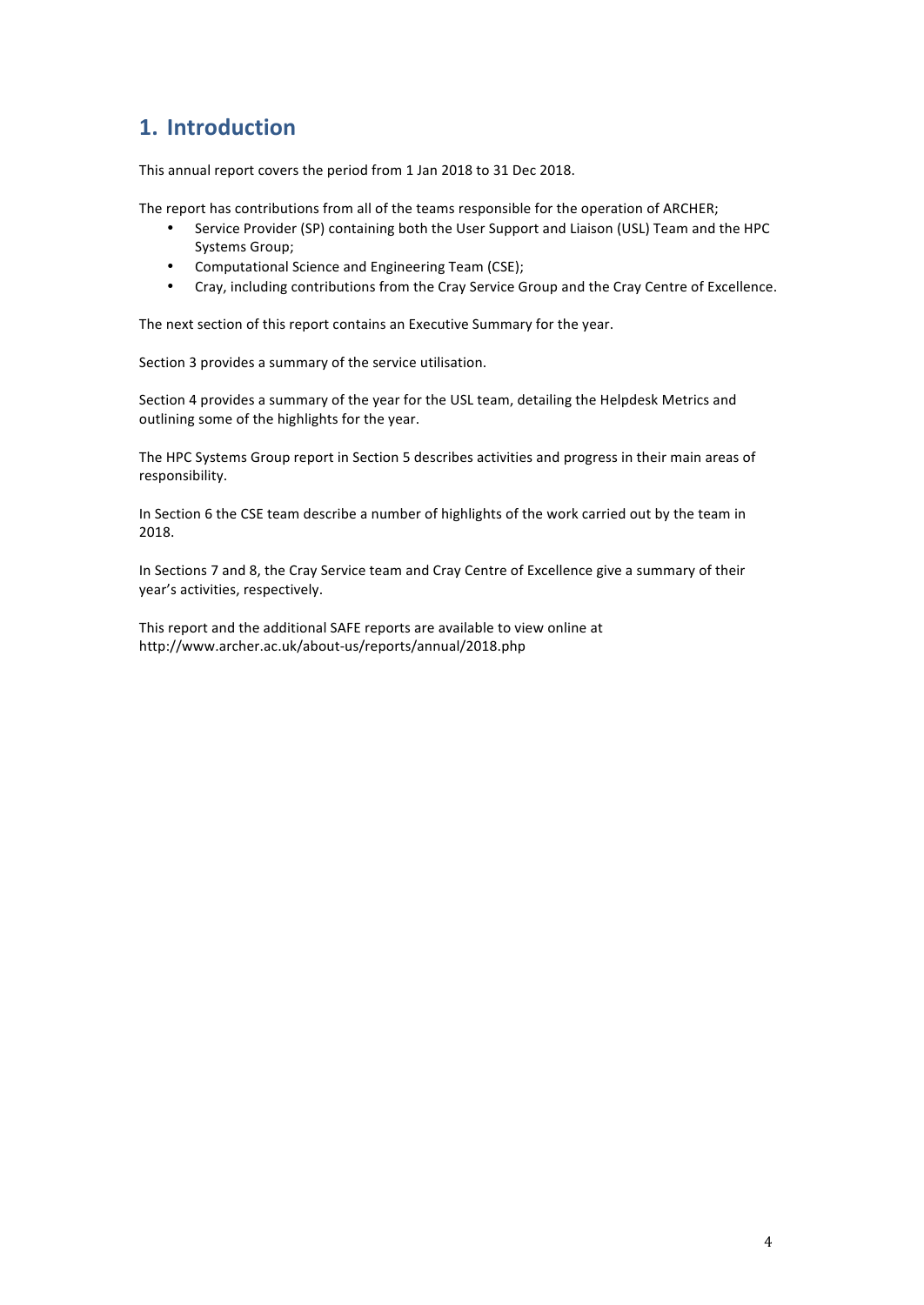# 1. Introduction

This annual report covers the period from 1 Jan 2018 to 31 Dec 2018.

The report has contributions from all of the teams responsible for the operation of ARCHER;

- Service Provider (SP) containing both the User Support and Liaison (USL) Team and the HPC Systems Group;
- Computational Science and Engineering Team (CSE);
- Cray, including contributions from the Cray Service Group and the Cray Centre of Excellence.

The next section of this report contains an Executive Summary for the year.

Section 3 provides a summary of the service utilisation.

Section 4 provides a summary of the year for the USL team, detailing the Helpdesk Metrics and outlining some of the highlights for the year.

The HPC Systems Group report in Section 5 describes activities and progress in their main areas of responsibility.

In Section 6 the CSE team describe a number of highlights of the work carried out by the team in 2018.

In Sections 7 and 8, the Cray Service team and Cray Centre of Excellence give a summary of their year's activities, respectively.

This report and the additional SAFE reports are available to view online at http://www.archer.ac.uk/about-us/reports/annual/2018.php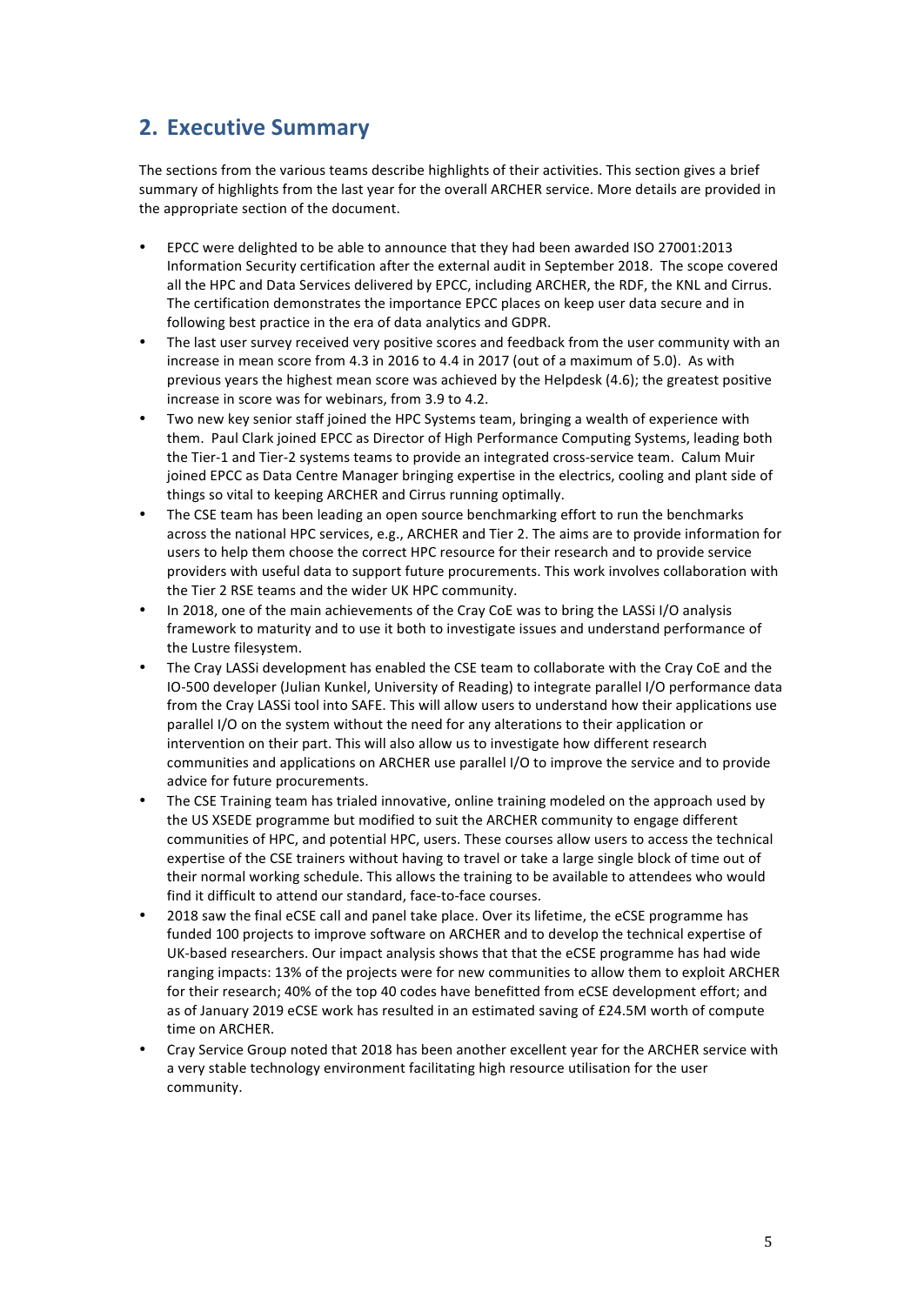## 2. Executive Summary

The sections from the various teams describe highlights of their activities. This section gives a brief summary of highlights from the last year for the overall ARCHER service. More details are provided in the appropriate section of the document.

- EPCC were delighted to be able to announce that they had been awarded ISO 27001:2013 Information Security certification after the external audit in September 2018. The scope covered all the HPC and Data Services delivered by EPCC, including ARCHER, the RDF, the KNL and Cirrus. The certification demonstrates the importance EPCC places on keep user data secure and in following best practice in the era of data analytics and GDPR.
- The last user survey received very positive scores and feedback from the user community with an increase in mean score from 4.3 in 2016 to 4.4 in 2017 (out of a maximum of 5.0). As with previous years the highest mean score was achieved by the Helpdesk (4.6); the greatest positive increase in score was for webinars, from 3.9 to 4.2.
- Two new key senior staff joined the HPC Systems team, bringing a wealth of experience with them. Paul Clark joined EPCC as Director of High Performance Computing Systems, leading both the Tier-1 and Tier-2 systems teams to provide an integrated cross-service team. Calum Muir joined EPCC as Data Centre Manager bringing expertise in the electrics, cooling and plant side of things so vital to keeping ARCHER and Cirrus running optimally.
- The CSE team has been leading an open source benchmarking effort to run the benchmarks across the national HPC services, e.g., ARCHER and Tier 2. The aims are to provide information for users to help them choose the correct HPC resource for their research and to provide service providers with useful data to support future procurements. This work involves collaboration with the Tier 2 RSE teams and the wider UK HPC community.
- In 2018, one of the main achievements of the Cray CoE was to bring the LASSi I/O analysis framework to maturity and to use it both to investigate issues and understand performance of the Lustre filesystem.
- The Cray LASSi development has enabled the CSE team to collaborate with the Cray CoE and the IO-500 developer (Julian Kunkel, University of Reading) to integrate parallel I/O performance data from the Cray LASSi tool into SAFE. This will allow users to understand how their applications use parallel I/O on the system without the need for any alterations to their application or intervention on their part. This will also allow us to investigate how different research communities and applications on ARCHER use parallel I/O to improve the service and to provide advice for future procurements.
- The CSE Training team has trialed innovative, online training modeled on the approach used by the US XSEDE programme but modified to suit the ARCHER community to engage different communities of HPC, and potential HPC, users. These courses allow users to access the technical expertise of the CSE trainers without having to travel or take a large single block of time out of their normal working schedule. This allows the training to be available to attendees who would find it difficult to attend our standard, face-to-face courses.
- 2018 saw the final eCSE call and panel take place. Over its lifetime, the eCSE programme has funded 100 projects to improve software on ARCHER and to develop the technical expertise of UK-based researchers. Our impact analysis shows that that the eCSE programme has had wide ranging impacts: 13% of the projects were for new communities to allow them to exploit ARCHER for their research; 40% of the top 40 codes have benefitted from eCSE development effort; and as of January 2019 eCSE work has resulted in an estimated saving of £24.5M worth of compute time on ARCHER.
- Cray Service Group noted that 2018 has been another excellent year for the ARCHER service with a very stable technology environment facilitating high resource utilisation for the user community.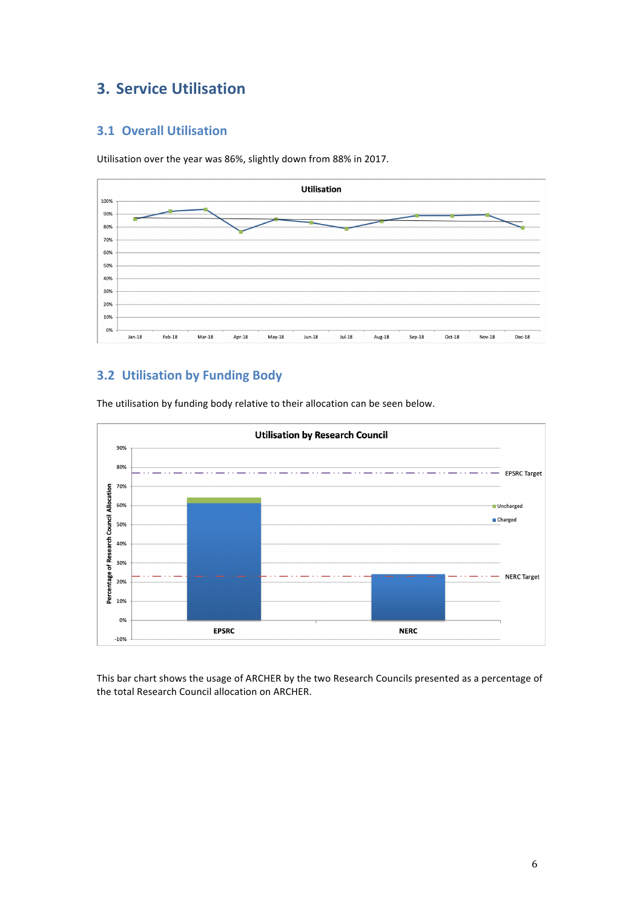# 3. Service Utilisation

## 3.1 Overall Utilisation

Utilisation over the year was 86%, slightly down from 88% in 2017.

## 3.2 Utilisation by Funding Body

The utilisation by funding body relative to their allocation can be seen below.

This bar chart shows the usage of ARCHER by the two Research Councils presented as a percentage of the total Research Council allocation on ARCHER.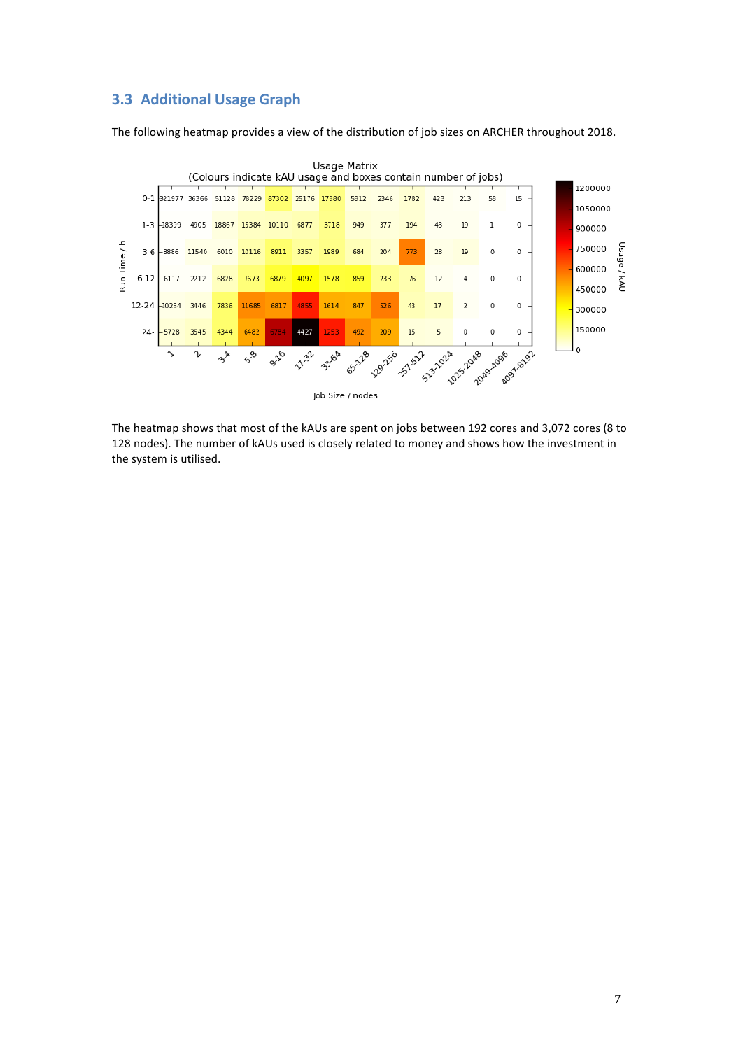## 3.3 Additional Usage Graph

The following heatmap provides a view of the distribution of job sizes on ARCHER throughout 2018.

Usage Matrix
(Colours indicate kAU usage and boxes contain number of jobs)

| Run Time / h \ Job Size / nodes | 1 | 2 | 3-4 | 5-8 | 9-16 | 17-32 | 33-64 | 65-128 | 129-256 | 257-512 | 513-1024 | 1025-2048 | 2049-4096 | 4097-8192 |
|---|---|---|---|---|---|---|---|---|---|---|---|---|---|---|
| 0-1 | 321977 | 36366 | 51128 | 78229 | 87302 | 25176 | 17980 | 5912 | 2346 | 1782 | 423 | 213 | 58 | 15 |
| 1-3 | 18399 | 4905 | 18867 | 15384 | 10110 | 6877 | 3718 | 949 | 377 | 194 | 43 | 19 | 1 | 0 |
| 3-6 | 8886 | 11540 | 6010 | 10116 | 8911 | 3357 | 1989 | 684 | 204 | 773 | 28 | 19 | 0 | 0 |
| 6-12 | 6117 | 2212 | 6828 | 7673 | 6879 | 4097 | 1578 | 859 | 233 | 76 | 12 | 4 | 0 | 0 |
| 12-24 | 10264 | 3446 | 7836 | 11685 | 6817 | 4855 | 1614 | 847 | 526 | 43 | 17 | 2 | 0 | 0 |
| 24- | 5728 | 3545 | 4344 | 6482 | 6784 | 4427 | 1253 | 492 | 209 | 15 | 5 | 0 | 0 | 0 |

Usage / kAU: 0, 150000, 300000, 450000, 600000, 750000, 900000, 1050000, 1200000

The heatmap shows that most of the kAUs are spent on jobs between 192 cores and 3,072 cores (8 to 128 nodes). The number of kAUs used is closely related to money and shows how the investment in the system is utilised.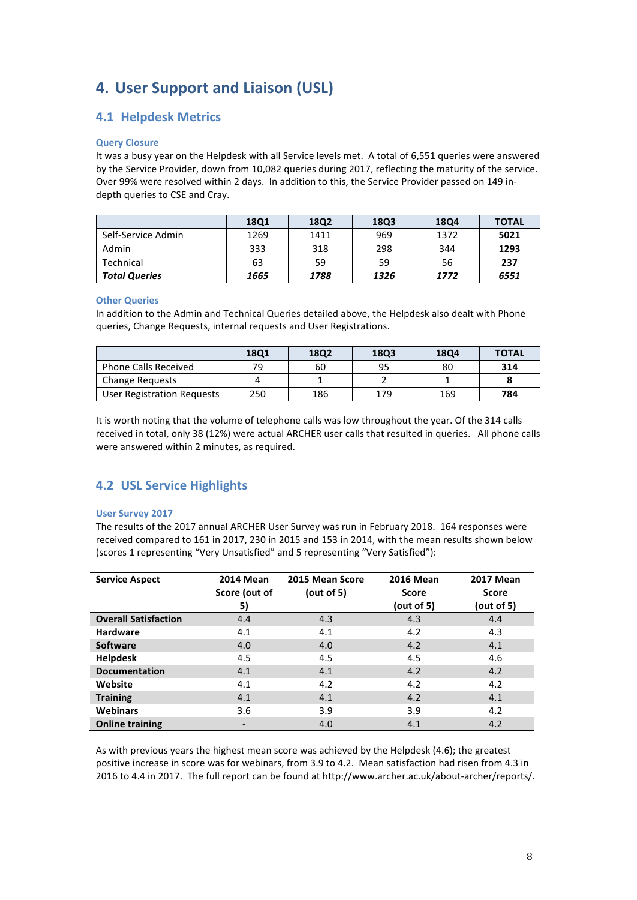# 4. User Support and Liaison (USL)

## 4.1 Helpdesk Metrics

### Query Closure

It was a busy year on the Helpdesk with all Service levels met. A total of 6,551 queries were answered by the Service Provider, down from 10,082 queries during 2017, reflecting the maturity of the service. Over 99% were resolved within 2 days. In addition to this, the Service Provider passed on 149 in-depth queries to CSE and Cray.

| | 18Q1 | 18Q2 | 18Q3 | 18Q4 | TOTAL |
|---|---|---|---|---|---|
| Self-Service Admin | 1269 | 1411 | 969 | 1372 | **5021** |
| Admin | 333 | 318 | 298 | 344 | **1293** |
| Technical | 63 | 59 | 59 | 56 | **237** |
| ***Total Queries*** | ***1665*** | ***1788*** | ***1326*** | ***1772*** | ***6551*** |

### Other Queries

In addition to the Admin and Technical Queries detailed above, the Helpdesk also dealt with Phone queries, Change Requests, internal requests and User Registrations.

| | 18Q1 | 18Q2 | 18Q3 | 18Q4 | TOTAL |
|---|---|---|---|---|---|
| Phone Calls Received | 79 | 60 | 95 | 80 | **314** |
| Change Requests | 4 | 1 | 2 | 1 | **8** |
| User Registration Requests | 250 | 186 | 179 | 169 | **784** |

It is worth noting that the volume of telephone calls was low throughout the year. Of the 314 calls received in total, only 38 (12%) were actual ARCHER user calls that resulted in queries. All phone calls were answered within 2 minutes, as required.

## 4.2 USL Service Highlights

### User Survey 2017

The results of the 2017 annual ARCHER User Survey was run in February 2018. 164 responses were received compared to 161 in 2017, 230 in 2015 and 153 in 2014, with the mean results shown below (scores 1 representing "Very Unsatisfied" and 5 representing "Very Satisfied"):

| Service Aspect | 2014 Mean Score (out of 5) | 2015 Mean Score (out of 5) | 2016 Mean Score (out of 5) | 2017 Mean Score (out of 5) |
|---|---|---|---|---|
| **Overall Satisfaction** | 4.4 | 4.3 | 4.3 | 4.4 |
| **Hardware** | 4.1 | 4.1 | 4.2 | 4.3 |
| **Software** | 4.0 | 4.0 | 4.2 | 4.1 |
| **Helpdesk** | 4.5 | 4.5 | 4.5 | 4.6 |
| **Documentation** | 4.1 | 4.1 | 4.2 | 4.2 |
| **Website** | 4.1 | 4.2 | 4.2 | 4.2 |
| **Training** | 4.1 | 4.1 | 4.2 | 4.1 |
| **Webinars** | 3.6 | 3.9 | 3.9 | 4.2 |
| **Online training** | - | 4.0 | 4.1 | 4.2 |

As with previous years the highest mean score was achieved by the Helpdesk (4.6); the greatest positive increase in score was for webinars, from 3.9 to 4.2. Mean satisfaction had risen from 4.3 in 2016 to 4.4 in 2017. The full report can be found at http://www.archer.ac.uk/about-archer/reports/.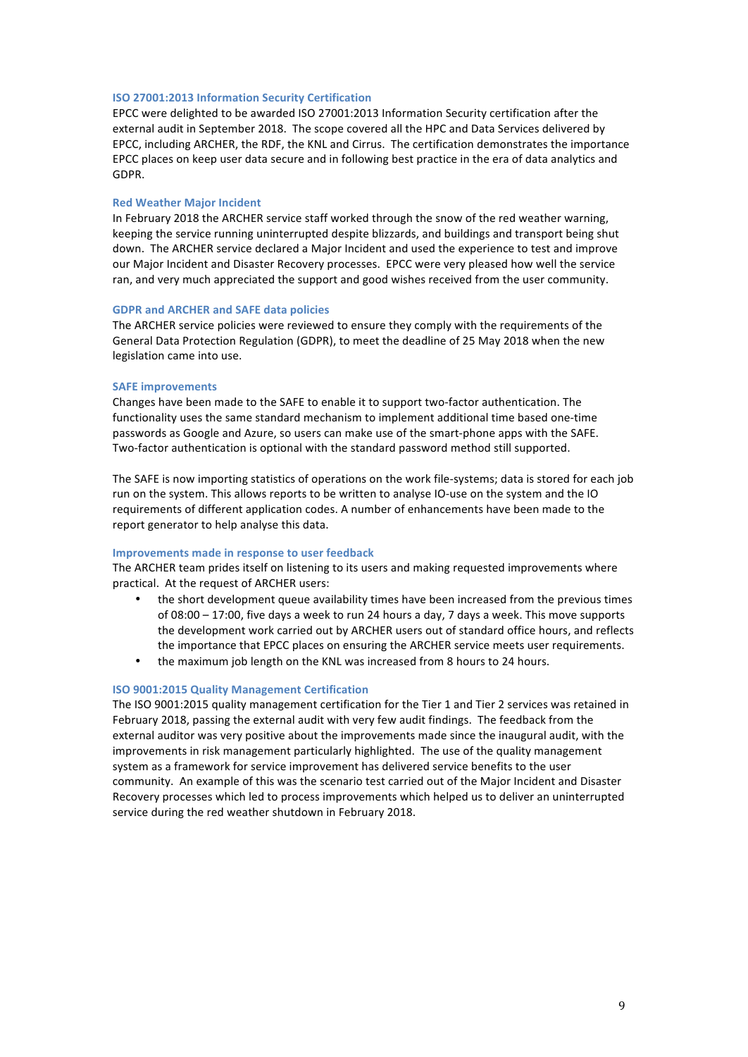### ISO 27001:2013 Information Security Certification

EPCC were delighted to be awarded ISO 27001:2013 Information Security certification after the external audit in September 2018. The scope covered all the HPC and Data Services delivered by EPCC, including ARCHER, the RDF, the KNL and Cirrus. The certification demonstrates the importance EPCC places on keep user data secure and in following best practice in the era of data analytics and GDPR.

### Red Weather Major Incident

In February 2018 the ARCHER service staff worked through the snow of the red weather warning, keeping the service running uninterrupted despite blizzards, and buildings and transport being shut down. The ARCHER service declared a Major Incident and used the experience to test and improve our Major Incident and Disaster Recovery processes. EPCC were very pleased how well the service ran, and very much appreciated the support and good wishes received from the user community.

### GDPR and ARCHER and SAFE data policies

The ARCHER service policies were reviewed to ensure they comply with the requirements of the General Data Protection Regulation (GDPR), to meet the deadline of 25 May 2018 when the new legislation came into use.

### SAFE improvements

Changes have been made to the SAFE to enable it to support two-factor authentication. The functionality uses the same standard mechanism to implement additional time based one-time passwords as Google and Azure, so users can make use of the smart-phone apps with the SAFE. Two-factor authentication is optional with the standard password method still supported.

The SAFE is now importing statistics of operations on the work file-systems; data is stored for each job run on the system. This allows reports to be written to analyse IO-use on the system and the IO requirements of different application codes. A number of enhancements have been made to the report generator to help analyse this data.

### Improvements made in response to user feedback

The ARCHER team prides itself on listening to its users and making requested improvements where practical. At the request of ARCHER users:

- the short development queue availability times have been increased from the previous times of 08:00 – 17:00, five days a week to run 24 hours a day, 7 days a week. This move supports the development work carried out by ARCHER users out of standard office hours, and reflects the importance that EPCC places on ensuring the ARCHER service meets user requirements.
- the maximum job length on the KNL was increased from 8 hours to 24 hours.

### ISO 9001:2015 Quality Management Certification

The ISO 9001:2015 quality management certification for the Tier 1 and Tier 2 services was retained in February 2018, passing the external audit with very few audit findings. The feedback from the external auditor was very positive about the improvements made since the inaugural audit, with the improvements in risk management particularly highlighted. The use of the quality management system as a framework for service improvement has delivered service benefits to the user community. An example of this was the scenario test carried out of the Major Incident and Disaster Recovery processes which led to process improvements which helped us to deliver an uninterrupted service during the red weather shutdown in February 2018.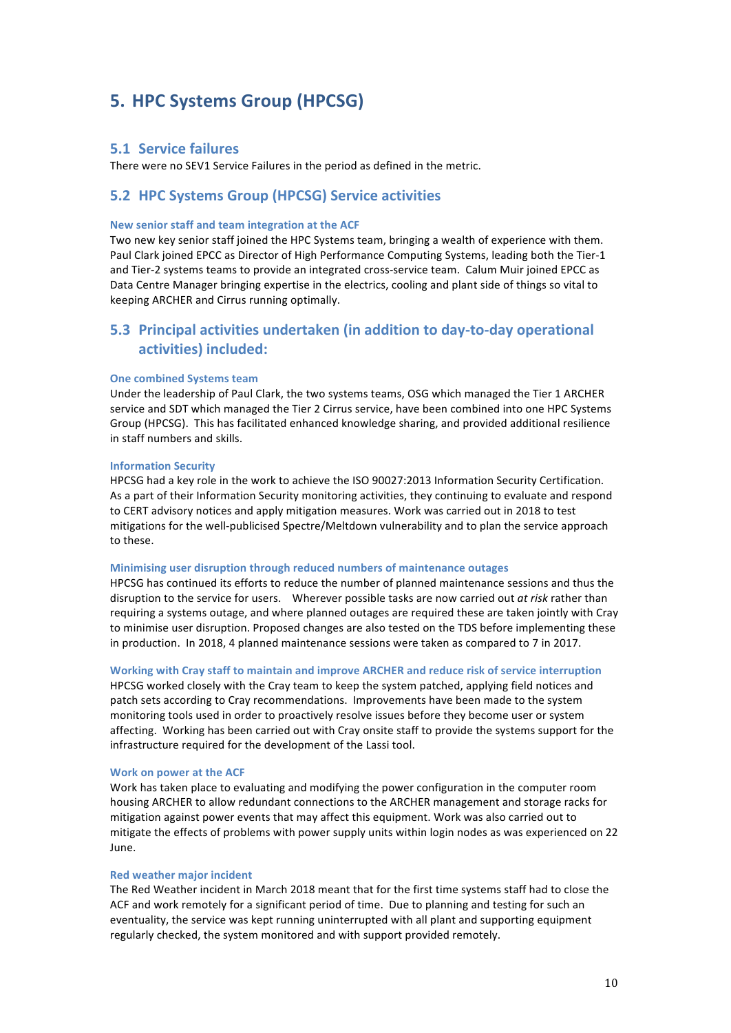# 5. HPC Systems Group (HPCSG)

## 5.1 Service failures

There were no SEV1 Service Failures in the period as defined in the metric.

## 5.2 HPC Systems Group (HPCSG) Service activities

### New senior staff and team integration at the ACF

Two new key senior staff joined the HPC Systems team, bringing a wealth of experience with them. Paul Clark joined EPCC as Director of High Performance Computing Systems, leading both the Tier-1 and Tier-2 systems teams to provide an integrated cross-service team. Calum Muir joined EPCC as Data Centre Manager bringing expertise in the electrics, cooling and plant side of things so vital to keeping ARCHER and Cirrus running optimally.

## 5.3 Principal activities undertaken (in addition to day-to-day operational activities) included:

### One combined Systems team

Under the leadership of Paul Clark, the two systems teams, OSG which managed the Tier 1 ARCHER service and SDT which managed the Tier 2 Cirrus service, have been combined into one HPC Systems Group (HPCSG). This has facilitated enhanced knowledge sharing, and provided additional resilience in staff numbers and skills.

### Information Security

HPCSG had a key role in the work to achieve the ISO 90027:2013 Information Security Certification. As a part of their Information Security monitoring activities, they continuing to evaluate and respond to CERT advisory notices and apply mitigation measures. Work was carried out in 2018 to test mitigations for the well-publicised Spectre/Meltdown vulnerability and to plan the service approach to these.

### Minimising user disruption through reduced numbers of maintenance outages

HPCSG has continued its efforts to reduce the number of planned maintenance sessions and thus the disruption to the service for users. Wherever possible tasks are now carried out *at risk* rather than requiring a systems outage, and where planned outages are required these are taken jointly with Cray to minimise user disruption. Proposed changes are also tested on the TDS before implementing these in production. In 2018, 4 planned maintenance sessions were taken as compared to 7 in 2017.

### Working with Cray staff to maintain and improve ARCHER and reduce risk of service interruption

HPCSG worked closely with the Cray team to keep the system patched, applying field notices and patch sets according to Cray recommendations. Improvements have been made to the system monitoring tools used in order to proactively resolve issues before they become user or system affecting. Working has been carried out with Cray onsite staff to provide the systems support for the infrastructure required for the development of the Lassi tool.

### Work on power at the ACF

Work has taken place to evaluating and modifying the power configuration in the computer room housing ARCHER to allow redundant connections to the ARCHER management and storage racks for mitigation against power events that may affect this equipment. Work was also carried out to mitigate the effects of problems with power supply units within login nodes as was experienced on 22 June.

### Red weather major incident

The Red Weather incident in March 2018 meant that for the first time systems staff had to close the ACF and work remotely for a significant period of time. Due to planning and testing for such an eventuality, the service was kept running uninterrupted with all plant and supporting equipment regularly checked, the system monitored and with support provided remotely.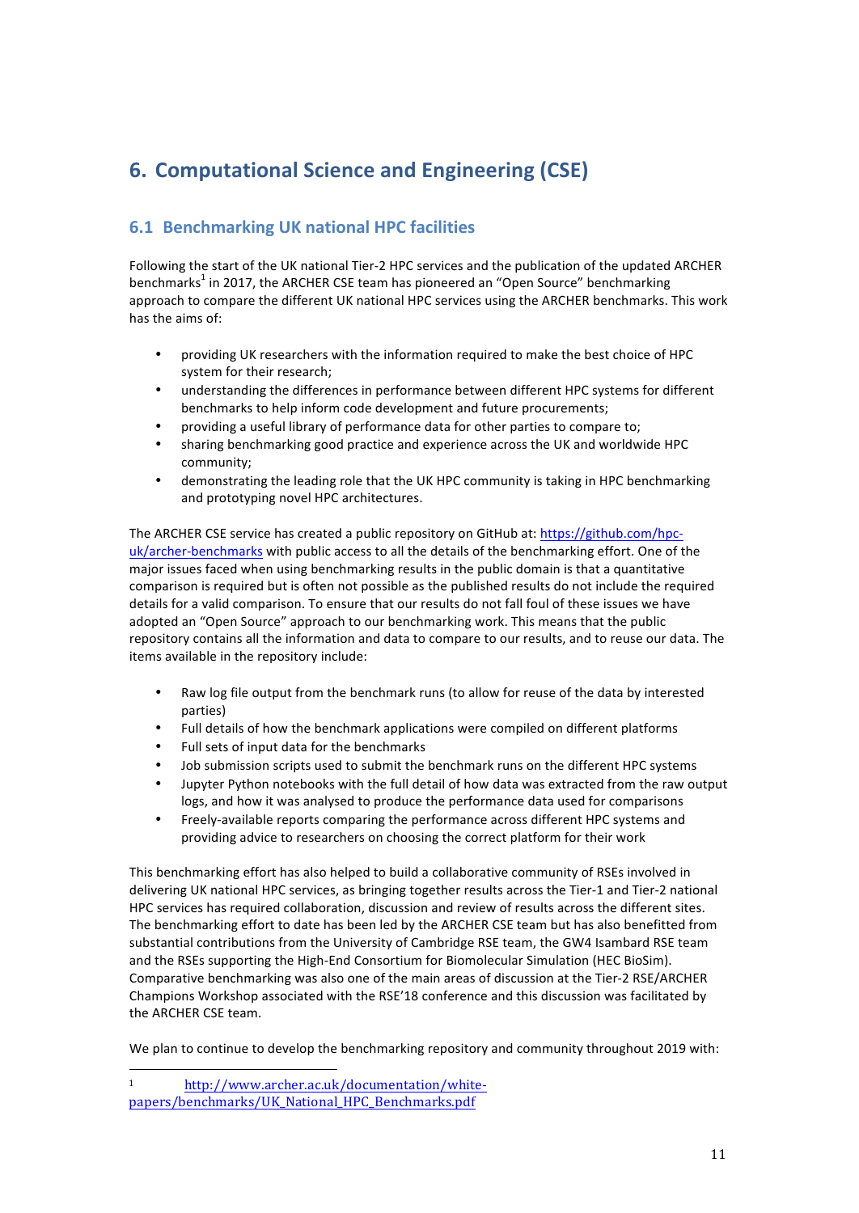# 6. Computational Science and Engineering (CSE)

## 6.1 Benchmarking UK national HPC facilities

Following the start of the UK national Tier-2 HPC services and the publication of the updated ARCHER benchmarks[1] in 2017, the ARCHER CSE team has pioneered an "Open Source" benchmarking approach to compare the different UK national HPC services using the ARCHER benchmarks. This work has the aims of:

- providing UK researchers with the information required to make the best choice of HPC system for their research;
- understanding the differences in performance between different HPC systems for different benchmarks to help inform code development and future procurements;
- providing a useful library of performance data for other parties to compare to;
- sharing benchmarking good practice and experience across the UK and worldwide HPC community;
- demonstrating the leading role that the UK HPC community is taking in HPC benchmarking and prototyping novel HPC architectures.

The ARCHER CSE service has created a public repository on GitHub at: [https://github.com/hpc-uk/archer-benchmarks](https://github.com/hpc-uk/archer-benchmarks) with public access to all the details of the benchmarking effort. One of the major issues faced when using benchmarking results in the public domain is that a quantitative comparison is required but is often not possible as the published results do not include the required details for a valid comparison. To ensure that our results do not fall foul of these issues we have adopted an "Open Source" approach to our benchmarking work. This means that the public repository contains all the information and data to compare to our results, and to reuse our data. The items available in the repository include:

- Raw log file output from the benchmark runs (to allow for reuse of the data by interested parties)
- Full details of how the benchmark applications were compiled on different platforms
- Full sets of input data for the benchmarks
- Job submission scripts used to submit the benchmark runs on the different HPC systems
- Jupyter Python notebooks with the full detail of how data was extracted from the raw output logs, and how it was analysed to produce the performance data used for comparisons
- Freely-available reports comparing the performance across different HPC systems and providing advice to researchers on choosing the correct platform for their work

This benchmarking effort has also helped to build a collaborative community of RSEs involved in delivering UK national HPC services, as bringing together results across the Tier-1 and Tier-2 national HPC services has required collaboration, discussion and review of results across the different sites. The benchmarking effort to date has been led by the ARCHER CSE team but has also benefitted from substantial contributions from the University of Cambridge RSE team, the GW4 Isambard RSE team and the RSEs supporting the High-End Consortium for Biomolecular Simulation (HEC BioSim). Comparative benchmarking was also one of the main areas of discussion at the Tier-2 RSE/ARCHER Champions Workshop associated with the RSE'18 conference and this discussion was facilitated by the ARCHER CSE team.

We plan to continue to develop the benchmarking repository and community throughout 2019 with:

---

[1] [http://www.archer.ac.uk/documentation/white-papers/benchmarks/UK_National_HPC_Benchmarks.pdf](http://www.archer.ac.uk/documentation/white-papers/benchmarks/UK_National_HPC_Benchmarks.pdf)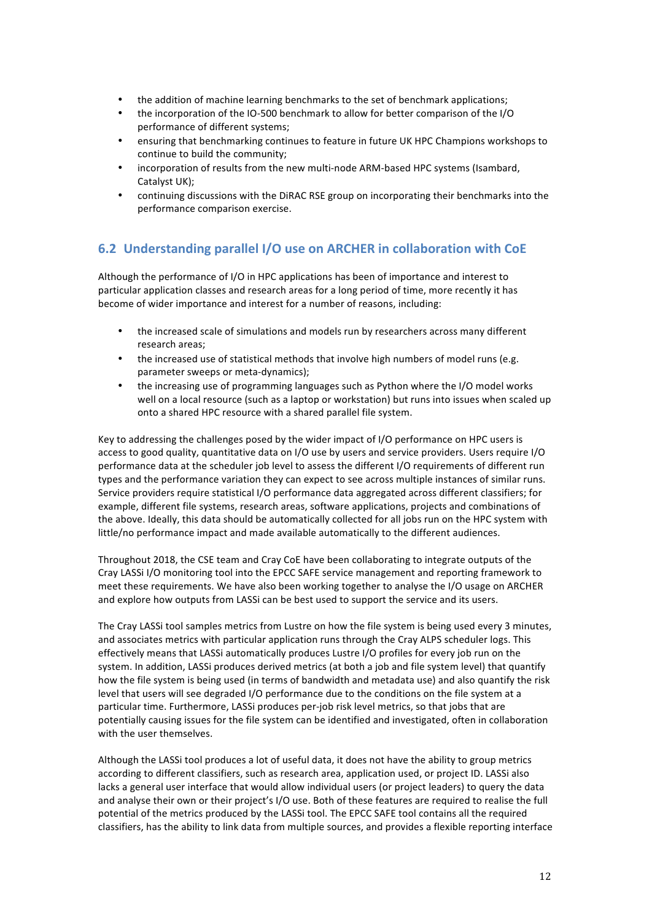- the addition of machine learning benchmarks to the set of benchmark applications;
- the incorporation of the IO-500 benchmark to allow for better comparison of the I/O performance of different systems;
- ensuring that benchmarking continues to feature in future UK HPC Champions workshops to continue to build the community;
- incorporation of results from the new multi-node ARM-based HPC systems (Isambard, Catalyst UK);
- continuing discussions with the DiRAC RSE group on incorporating their benchmarks into the performance comparison exercise.

## 6.2 Understanding parallel I/O use on ARCHER in collaboration with CoE

Although the performance of I/O in HPC applications has been of importance and interest to particular application classes and research areas for a long period of time, more recently it has become of wider importance and interest for a number of reasons, including:

- the increased scale of simulations and models run by researchers across many different research areas;
- the increased use of statistical methods that involve high numbers of model runs (e.g. parameter sweeps or meta-dynamics);
- the increasing use of programming languages such as Python where the I/O model works well on a local resource (such as a laptop or workstation) but runs into issues when scaled up onto a shared HPC resource with a shared parallel file system.

Key to addressing the challenges posed by the wider impact of I/O performance on HPC users is access to good quality, quantitative data on I/O use by users and service providers. Users require I/O performance data at the scheduler job level to assess the different I/O requirements of different run types and the performance variation they can expect to see across multiple instances of similar runs. Service providers require statistical I/O performance data aggregated across different classifiers; for example, different file systems, research areas, software applications, projects and combinations of the above. Ideally, this data should be automatically collected for all jobs run on the HPC system with little/no performance impact and made available automatically to the different audiences.

Throughout 2018, the CSE team and Cray CoE have been collaborating to integrate outputs of the Cray LASSi I/O monitoring tool into the EPCC SAFE service management and reporting framework to meet these requirements. We have also been working together to analyse the I/O usage on ARCHER and explore how outputs from LASSi can be best used to support the service and its users.

The Cray LASSi tool samples metrics from Lustre on how the file system is being used every 3 minutes, and associates metrics with particular application runs through the Cray ALPS scheduler logs. This effectively means that LASSi automatically produces Lustre I/O profiles for every job run on the system. In addition, LASSi produces derived metrics (at both a job and file system level) that quantify how the file system is being used (in terms of bandwidth and metadata use) and also quantify the risk level that users will see degraded I/O performance due to the conditions on the file system at a particular time. Furthermore, LASSi produces per-job risk level metrics, so that jobs that are potentially causing issues for the file system can be identified and investigated, often in collaboration with the user themselves.

Although the LASSi tool produces a lot of useful data, it does not have the ability to group metrics according to different classifiers, such as research area, application used, or project ID. LASSi also lacks a general user interface that would allow individual users (or project leaders) to query the data and analyse their own or their project's I/O use. Both of these features are required to realise the full potential of the metrics produced by the LASSi tool. The EPCC SAFE tool contains all the required classifiers, has the ability to link data from multiple sources, and provides a flexible reporting interface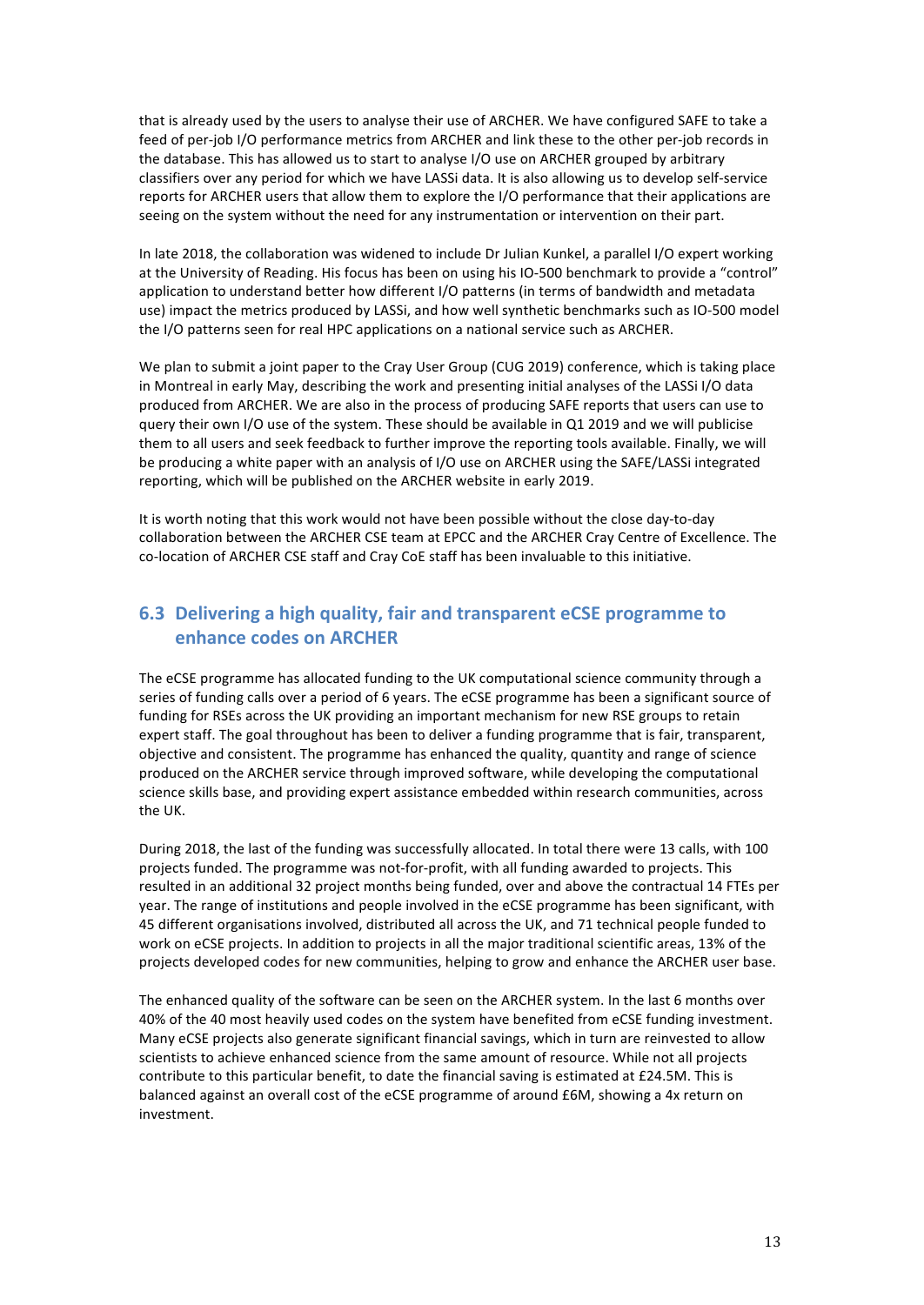that is already used by the users to analyse their use of ARCHER. We have configured SAFE to take a feed of per-job I/O performance metrics from ARCHER and link these to the other per-job records in the database. This has allowed us to start to analyse I/O use on ARCHER grouped by arbitrary classifiers over any period for which we have LASSi data. It is also allowing us to develop self-service reports for ARCHER users that allow them to explore the I/O performance that their applications are seeing on the system without the need for any instrumentation or intervention on their part.

In late 2018, the collaboration was widened to include Dr Julian Kunkel, a parallel I/O expert working at the University of Reading. His focus has been on using his IO-500 benchmark to provide a "control" application to understand better how different I/O patterns (in terms of bandwidth and metadata use) impact the metrics produced by LASSi, and how well synthetic benchmarks such as IO-500 model the I/O patterns seen for real HPC applications on a national service such as ARCHER.

We plan to submit a joint paper to the Cray User Group (CUG 2019) conference, which is taking place in Montreal in early May, describing the work and presenting initial analyses of the LASSi I/O data produced from ARCHER. We are also in the process of producing SAFE reports that users can use to query their own I/O use of the system. These should be available in Q1 2019 and we will publicise them to all users and seek feedback to further improve the reporting tools available. Finally, we will be producing a white paper with an analysis of I/O use on ARCHER using the SAFE/LASSi integrated reporting, which will be published on the ARCHER website in early 2019.

It is worth noting that this work would not have been possible without the close day-to-day collaboration between the ARCHER CSE team at EPCC and the ARCHER Cray Centre of Excellence. The co-location of ARCHER CSE staff and Cray CoE staff has been invaluable to this initiative.

## 6.3 Delivering a high quality, fair and transparent eCSE programme to enhance codes on ARCHER

The eCSE programme has allocated funding to the UK computational science community through a series of funding calls over a period of 6 years. The eCSE programme has been a significant source of funding for RSEs across the UK providing an important mechanism for new RSE groups to retain expert staff. The goal throughout has been to deliver a funding programme that is fair, transparent, objective and consistent. The programme has enhanced the quality, quantity and range of science produced on the ARCHER service through improved software, while developing the computational science skills base, and providing expert assistance embedded within research communities, across the UK.

During 2018, the last of the funding was successfully allocated. In total there were 13 calls, with 100 projects funded. The programme was not-for-profit, with all funding awarded to projects. This resulted in an additional 32 project months being funded, over and above the contractual 14 FTEs per year. The range of institutions and people involved in the eCSE programme has been significant, with 45 different organisations involved, distributed all across the UK, and 71 technical people funded to work on eCSE projects. In addition to projects in all the major traditional scientific areas, 13% of the projects developed codes for new communities, helping to grow and enhance the ARCHER user base.

The enhanced quality of the software can be seen on the ARCHER system. In the last 6 months over 40% of the 40 most heavily used codes on the system have benefited from eCSE funding investment. Many eCSE projects also generate significant financial savings, which in turn are reinvested to allow scientists to achieve enhanced science from the same amount of resource. While not all projects contribute to this particular benefit, to date the financial saving is estimated at £24.5M. This is balanced against an overall cost of the eCSE programme of around £6M, showing a 4x return on investment.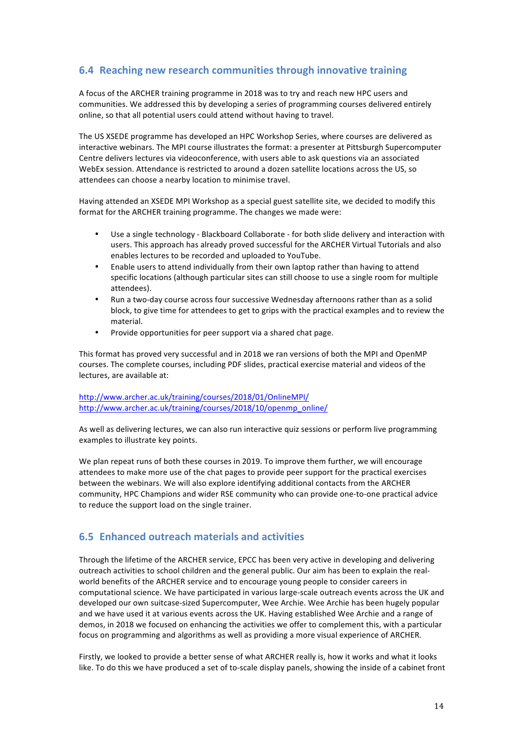## 6.4 Reaching new research communities through innovative training

A focus of the ARCHER training programme in 2018 was to try and reach new HPC users and communities. We addressed this by developing a series of programming courses delivered entirely online, so that all potential users could attend without having to travel.

The US XSEDE programme has developed an HPC Workshop Series, where courses are delivered as interactive webinars. The MPI course illustrates the format: a presenter at Pittsburgh Supercomputer Centre delivers lectures via videoconference, with users able to ask questions via an associated WebEx session. Attendance is restricted to around a dozen satellite locations across the US, so attendees can choose a nearby location to minimise travel.

Having attended an XSEDE MPI Workshop as a special guest satellite site, we decided to modify this format for the ARCHER training programme. The changes we made were:

- Use a single technology - Blackboard Collaborate - for both slide delivery and interaction with users. This approach has already proved successful for the ARCHER Virtual Tutorials and also enables lectures to be recorded and uploaded to YouTube.
- Enable users to attend individually from their own laptop rather than having to attend specific locations (although particular sites can still choose to use a single room for multiple attendees).
- Run a two-day course across four successive Wednesday afternoons rather than as a solid block, to give time for attendees to get to grips with the practical examples and to review the material.
- Provide opportunities for peer support via a shared chat page.

This format has proved very successful and in 2018 we ran versions of both the MPI and OpenMP courses. The complete courses, including PDF slides, practical exercise material and videos of the lectures, are available at:

http://www.archer.ac.uk/training/courses/2018/01/OnlineMPI/
http://www.archer.ac.uk/training/courses/2018/10/openmp_online/

As well as delivering lectures, we can also run interactive quiz sessions or perform live programming examples to illustrate key points.

We plan repeat runs of both these courses in 2019. To improve them further, we will encourage attendees to make more use of the chat pages to provide peer support for the practical exercises between the webinars. We will also explore identifying additional contacts from the ARCHER community, HPC Champions and wider RSE community who can provide one-to-one practical advice to reduce the support load on the single trainer.

## 6.5 Enhanced outreach materials and activities

Through the lifetime of the ARCHER service, EPCC has been very active in developing and delivering outreach activities to school children and the general public. Our aim has been to explain the real-world benefits of the ARCHER service and to encourage young people to consider careers in computational science. We have participated in various large-scale outreach events across the UK and developed our own suitcase-sized Supercomputer, Wee Archie. Wee Archie has been hugely popular and we have used it at various events across the UK. Having established Wee Archie and a range of demos, in 2018 we focused on enhancing the activities we offer to complement this, with a particular focus on programming and algorithms as well as providing a more visual experience of ARCHER.

Firstly, we looked to provide a better sense of what ARCHER really is, how it works and what it looks like. To do this we have produced a set of to-scale display panels, showing the inside of a cabinet front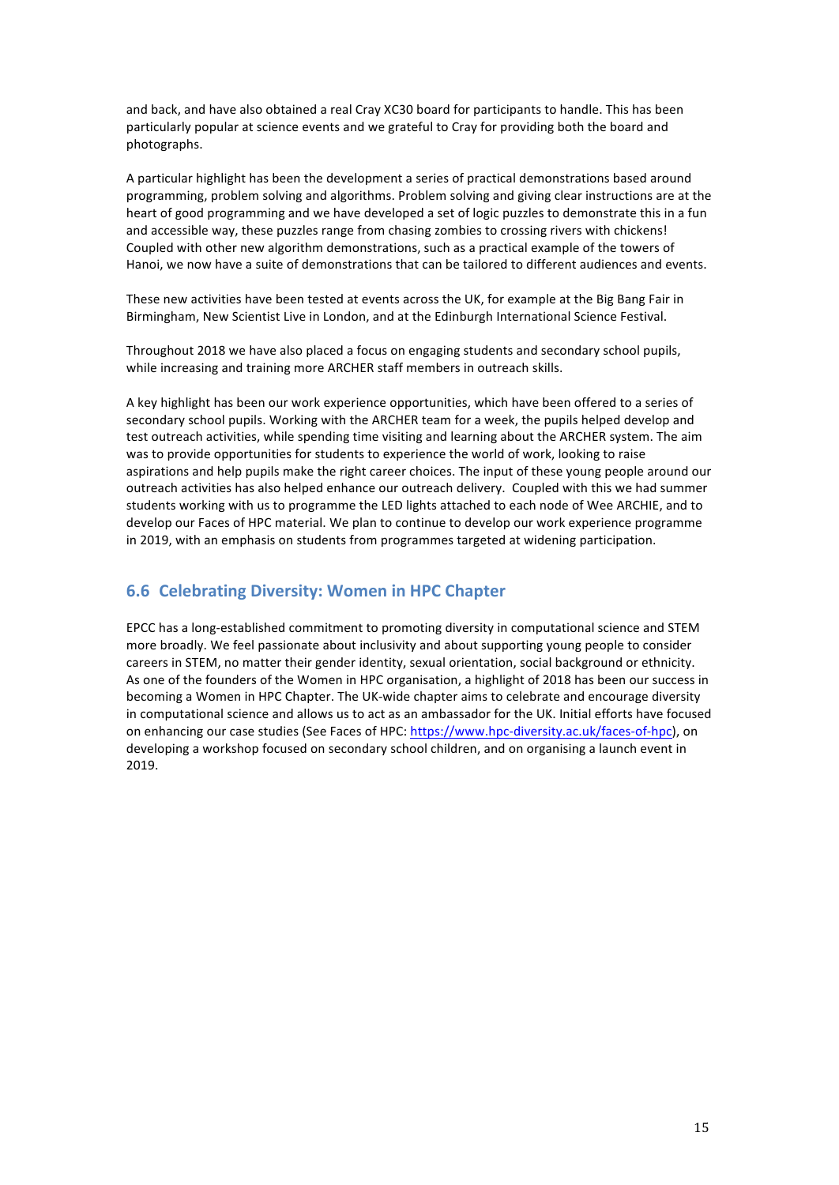and back, and have also obtained a real Cray XC30 board for participants to handle. This has been particularly popular at science events and we grateful to Cray for providing both the board and photographs.

A particular highlight has been the development a series of practical demonstrations based around programming, problem solving and algorithms. Problem solving and giving clear instructions are at the heart of good programming and we have developed a set of logic puzzles to demonstrate this in a fun and accessible way, these puzzles range from chasing zombies to crossing rivers with chickens! Coupled with other new algorithm demonstrations, such as a practical example of the towers of Hanoi, we now have a suite of demonstrations that can be tailored to different audiences and events.

These new activities have been tested at events across the UK, for example at the Big Bang Fair in Birmingham, New Scientist Live in London, and at the Edinburgh International Science Festival.

Throughout 2018 we have also placed a focus on engaging students and secondary school pupils, while increasing and training more ARCHER staff members in outreach skills.

A key highlight has been our work experience opportunities, which have been offered to a series of secondary school pupils. Working with the ARCHER team for a week, the pupils helped develop and test outreach activities, while spending time visiting and learning about the ARCHER system. The aim was to provide opportunities for students to experience the world of work, looking to raise aspirations and help pupils make the right career choices. The input of these young people around our outreach activities has also helped enhance our outreach delivery. Coupled with this we had summer students working with us to programme the LED lights attached to each node of Wee ARCHIE, and to develop our Faces of HPC material. We plan to continue to develop our work experience programme in 2019, with an emphasis on students from programmes targeted at widening participation.

## 6.6 Celebrating Diversity: Women in HPC Chapter

EPCC has a long-established commitment to promoting diversity in computational science and STEM more broadly. We feel passionate about inclusivity and about supporting young people to consider careers in STEM, no matter their gender identity, sexual orientation, social background or ethnicity. As one of the founders of the Women in HPC organisation, a highlight of 2018 has been our success in becoming a Women in HPC Chapter. The UK-wide chapter aims to celebrate and encourage diversity in computational science and allows us to act as an ambassador for the UK. Initial efforts have focused on enhancing our case studies (See Faces of HPC: https://www.hpc-diversity.ac.uk/faces-of-hpc), on developing a workshop focused on secondary school children, and on organising a launch event in 2019.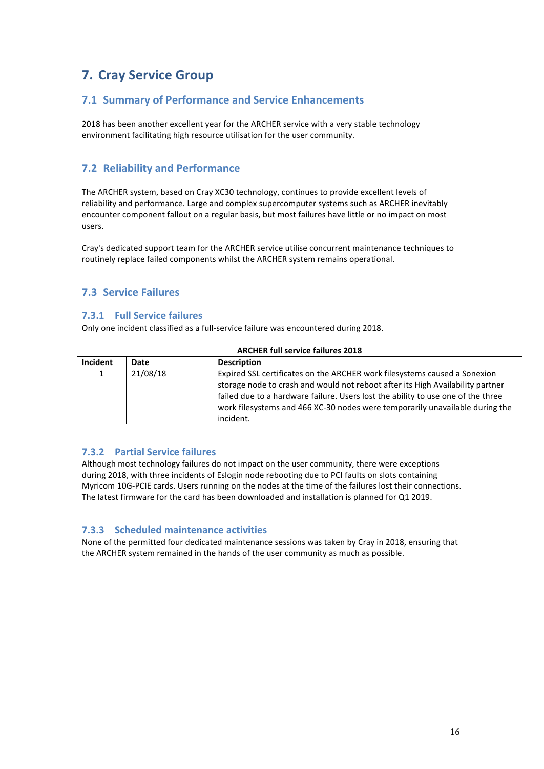# 7. Cray Service Group

## 7.1 Summary of Performance and Service Enhancements

2018 has been another excellent year for the ARCHER service with a very stable technology environment facilitating high resource utilisation for the user community.

## 7.2 Reliability and Performance

The ARCHER system, based on Cray XC30 technology, continues to provide excellent levels of reliability and performance. Large and complex supercomputer systems such as ARCHER inevitably encounter component fallout on a regular basis, but most failures have little or no impact on most users.

Cray's dedicated support team for the ARCHER service utilise concurrent maintenance techniques to routinely replace failed components whilst the ARCHER system remains operational.

## 7.3 Service Failures

### 7.3.1 Full Service failures

Only one incident classified as a full-service failure was encountered during 2018.

| ARCHER full service failures 2018 | | |
|---|---|---|
| **Incident** | **Date** | **Description** |
| 1 | 21/08/18 | Expired SSL certificates on the ARCHER work filesystems caused a Sonexion storage node to crash and would not reboot after its High Availability partner failed due to a hardware failure. Users lost the ability to use one of the three work filesystems and 466 XC-30 nodes were temporarily unavailable during the incident. |

### 7.3.2 Partial Service failures

Although most technology failures do not impact on the user community, there were exceptions during 2018, with three incidents of Eslogin node rebooting due to PCI faults on slots containing Myricom 10G-PCIE cards. Users running on the nodes at the time of the failures lost their connections. The latest firmware for the card has been downloaded and installation is planned for Q1 2019.

### 7.3.3 Scheduled maintenance activities

None of the permitted four dedicated maintenance sessions was taken by Cray in 2018, ensuring that the ARCHER system remained in the hands of the user community as much as possible.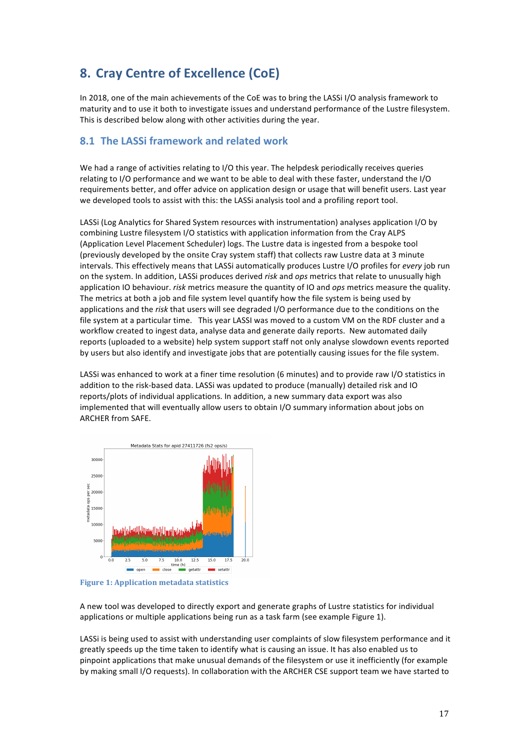# 8. Cray Centre of Excellence (CoE)

In 2018, one of the main achievements of the CoE was to bring the LASSi I/O analysis framework to maturity and to use it both to investigate issues and understand performance of the Lustre filesystem. This is described below along with other activities during the year.

## 8.1 The LASSi framework and related work

We had a range of activities relating to I/O this year. The helpdesk periodically receives queries relating to I/O performance and we want to be able to deal with these faster, understand the I/O requirements better, and offer advice on application design or usage that will benefit users. Last year we developed tools to assist with this: the LASSi analysis tool and a profiling report tool.

LASSi (Log Analytics for Shared System resources with instrumentation) analyses application I/O by combining Lustre filesystem I/O statistics with application information from the Cray ALPS (Application Level Placement Scheduler) logs. The Lustre data is ingested from a bespoke tool (previously developed by the onsite Cray system staff) that collects raw Lustre data at 3 minute intervals. This effectively means that LASSi automatically produces Lustre I/O profiles for *every* job run on the system. In addition, LASSi produces derived *risk* and *ops* metrics that relate to unusually high application IO behaviour. *risk* metrics measure the quantity of IO and *ops* metrics measure the quality. The metrics at both a job and file system level quantify how the file system is being used by applications and the *risk* that users will see degraded I/O performance due to the conditions on the file system at a particular time. This year LASSI was moved to a custom VM on the RDF cluster and a workflow created to ingest data, analyse data and generate daily reports. New automated daily reports (uploaded to a website) help system support staff not only analyse slowdown events reported by users but also identify and investigate jobs that are potentially causing issues for the file system.

LASSi was enhanced to work at a finer time resolution (6 minutes) and to provide raw I/O statistics in addition to the risk-based data. LASSi was updated to produce (manually) detailed risk and IO reports/plots of individual applications. In addition, a new summary data export was also implemented that will eventually allow users to obtain I/O summary information about jobs on ARCHER from SAFE.

Figure 1: Application metadata statistics

A new tool was developed to directly export and generate graphs of Lustre statistics for individual applications or multiple applications being run as a task farm (see example Figure 1).

LASSi is being used to assist with understanding user complaints of slow filesystem performance and it greatly speeds up the time taken to identify what is causing an issue. It has also enabled us to pinpoint applications that make unusual demands of the filesystem or use it inefficiently (for example by making small I/O requests). In collaboration with the ARCHER CSE support team we have started to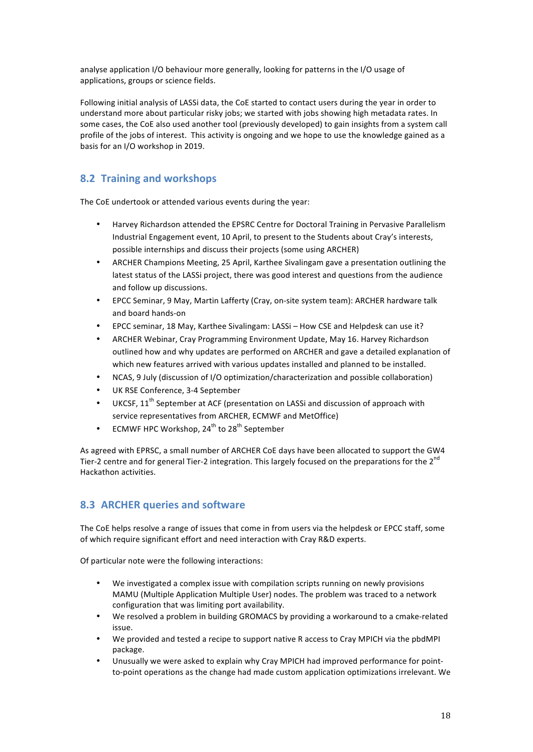analyse application I/O behaviour more generally, looking for patterns in the I/O usage of applications, groups or science fields.

Following initial analysis of LASSi data, the CoE started to contact users during the year in order to understand more about particular risky jobs; we started with jobs showing high metadata rates. In some cases, the CoE also used another tool (previously developed) to gain insights from a system call profile of the jobs of interest. This activity is ongoing and we hope to use the knowledge gained as a basis for an I/O workshop in 2019.

## 8.2 Training and workshops

The CoE undertook or attended various events during the year:

- Harvey Richardson attended the EPSRC Centre for Doctoral Training in Pervasive Parallelism Industrial Engagement event, 10 April, to present to the Students about Cray's interests, possible internships and discuss their projects (some using ARCHER)
- ARCHER Champions Meeting, 25 April, Karthee Sivalingam gave a presentation outlining the latest status of the LASSi project, there was good interest and questions from the audience and follow up discussions.
- EPCC Seminar, 9 May, Martin Lafferty (Cray, on-site system team): ARCHER hardware talk and board hands-on
- EPCC seminar, 18 May, Karthee Sivalingam: LASSi – How CSE and Helpdesk can use it?
- ARCHER Webinar, Cray Programming Environment Update, May 16. Harvey Richardson outlined how and why updates are performed on ARCHER and gave a detailed explanation of which new features arrived with various updates installed and planned to be installed.
- NCAS, 9 July (discussion of I/O optimization/characterization and possible collaboration)
- UK RSE Conference, 3-4 September
- UKCSF, 11th September at ACF (presentation on LASSi and discussion of approach with service representatives from ARCHER, ECMWF and MetOffice)
- ECMWF HPC Workshop, 24th to 28th September

As agreed with EPRSC, a small number of ARCHER CoE days have been allocated to support the GW4 Tier-2 centre and for general Tier-2 integration. This largely focused on the preparations for the 2nd Hackathon activities.

## 8.3 ARCHER queries and software

The CoE helps resolve a range of issues that come in from users via the helpdesk or EPCC staff, some of which require significant effort and need interaction with Cray R&D experts.

Of particular note were the following interactions:

- We investigated a complex issue with compilation scripts running on newly provisions MAMU (Multiple Application Multiple User) nodes. The problem was traced to a network configuration that was limiting port availability.
- We resolved a problem in building GROMACS by providing a workaround to a cmake-related issue.
- We provided and tested a recipe to support native R access to Cray MPICH via the pbdMPI package.
- Unusually we were asked to explain why Cray MPICH had improved performance for point-to-point operations as the change had made custom application optimizations irrelevant. We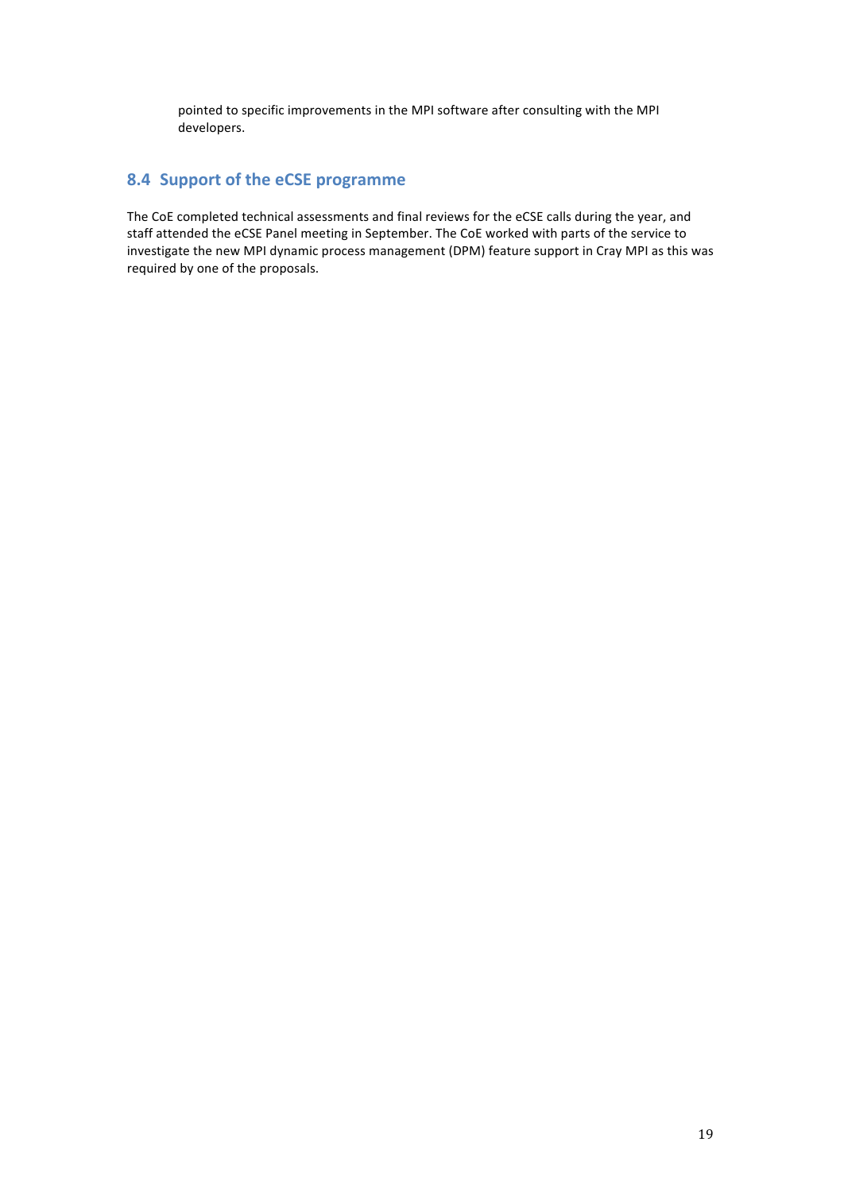pointed to specific improvements in the MPI software after consulting with the MPI developers.

## 8.4 Support of the eCSE programme

The CoE completed technical assessments and final reviews for the eCSE calls during the year, and staff attended the eCSE Panel meeting in September. The CoE worked with parts of the service to investigate the new MPI dynamic process management (DPM) feature support in Cray MPI as this was required by one of the proposals.